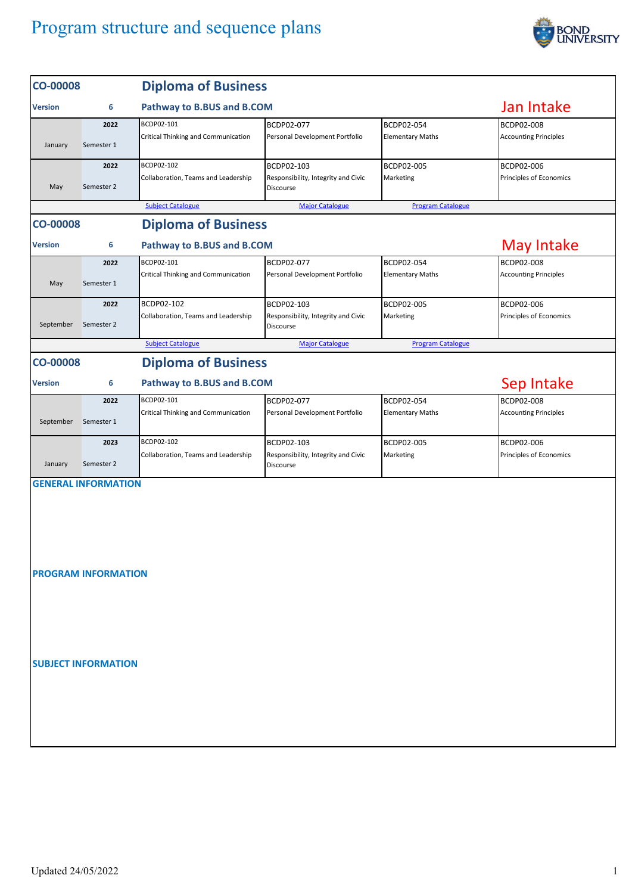# Program structure and sequence plans

| CO-00008 | | Diploma of Business | | | |
|---|---|---|---|---|---|
| Version | 6 | Pathway to B.BUS and B.COM | | | Jan Intake |
| January | 2022 Semester 1 | BCDP02-101 Critical Thinking and Communication | BCDP02-077 Personal Development Portfolio | BCDP02-054 Elementary Maths | BCDP02-008 Accounting Principles |
| May | 2022 Semester 2 | BCDP02-102 Collaboration, Teams and Leadership | BCDP02-103 Responsibility, Integrity and Civic Discourse | BCDP02-005 Marketing | BCDP02-006 Principles of Economics |
| | | Subject Catalogue | Major Catalogue | Program Catalogue | |

| CO-00008 | | Diploma of Business | | | |
|---|---|---|---|---|---|
| Version | 6 | Pathway to B.BUS and B.COM | | | May Intake |
| May | 2022 Semester 1 | BCDP02-101 Critical Thinking and Communication | BCDP02-077 Personal Development Portfolio | BCDP02-054 Elementary Maths | BCDP02-008 Accounting Principles |
| September | 2022 Semester 2 | BCDP02-102 Collaboration, Teams and Leadership | BCDP02-103 Responsibility, Integrity and Civic Discourse | BCDP02-005 Marketing | BCDP02-006 Principles of Economics |
| | | Subject Catalogue | Major Catalogue | Program Catalogue | |

| CO-00008 | | Diploma of Business | | | |
|---|---|---|---|---|---|
| Version | 6 | Pathway to B.BUS and B.COM | | | Sep Intake |
| September | 2022 Semester 1 | BCDP02-101 Critical Thinking and Communication | BCDP02-077 Personal Development Portfolio | BCDP02-054 Elementary Maths | BCDP02-008 Accounting Principles |
| January | 2023 Semester 2 | BCDP02-102 Collaboration, Teams and Leadership | BCDP02-103 Responsibility, Integrity and Civic Discourse | BCDP02-005 Marketing | BCDP02-006 Principles of Economics |

**GENERAL INFORMATION**

**PROGRAM INFORMATION**

**SUBJECT INFORMATION**

Updated 24/05/2022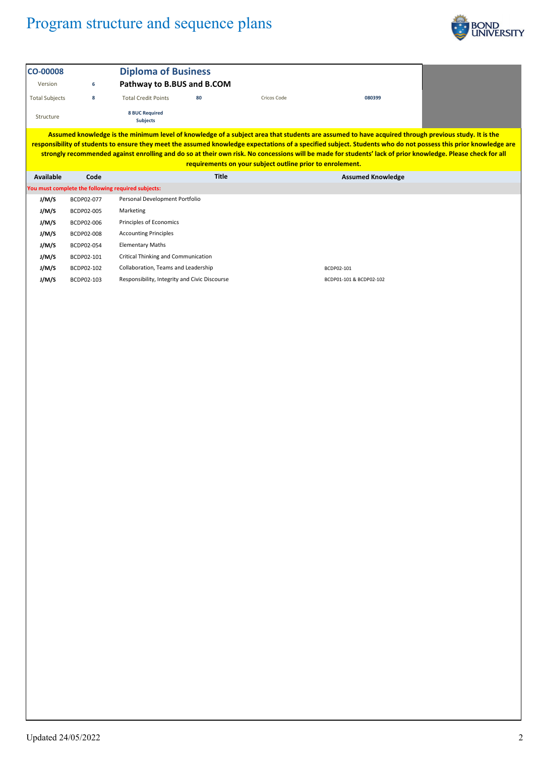# Program structure and sequence plans

| | | | | | |
|---|---|---|---|---|---|
| **CO-00008** | | **Diploma of Business** | | | |
| Version | 6 | **Pathway to B.BUS and B.COM** | | | |
| Total Subjects | 8 | Total Credit Points | 80 | Cricos Code | 080399 |
| Structure | | **8 BUC Required Subjects** | | | |

**Assumed knowledge is the minimum level of knowledge of a subject area that students are assumed to have acquired through previous study. It is the responsibility of students to ensure they meet the assumed knowledge expectations of a specified subject. Students who do not possess this prior knowledge are strongly recommended against enrolling and do so at their own risk. No concessions will be made for students' lack of prior knowledge. Please check for all requirements on your subject outline prior to enrolement.**

**You must complete the following required subjects:**

| Available | Code | Title | Assumed Knowledge |
|---|---|---|---|
| J/M/S | BCDP02-077 | Personal Development Portfolio | |
| J/M/S | BCDP02-005 | Marketing | |
| J/M/S | BCDP02-006 | Principles of Economics | |
| J/M/S | BCDP02-008 | Accounting Principles | |
| J/M/S | BCDP02-054 | Elementary Maths | |
| J/M/S | BCDP02-101 | Critical Thinking and Communication | |
| J/M/S | BCDP02-102 | Collaboration, Teams and Leadership | BCDP02-101 |
| J/M/S | BCDP02-103 | Responsibility, Integrity and Civic Discourse | BCDP01-101 & BCDP02-102 |

Updated 24/05/2022